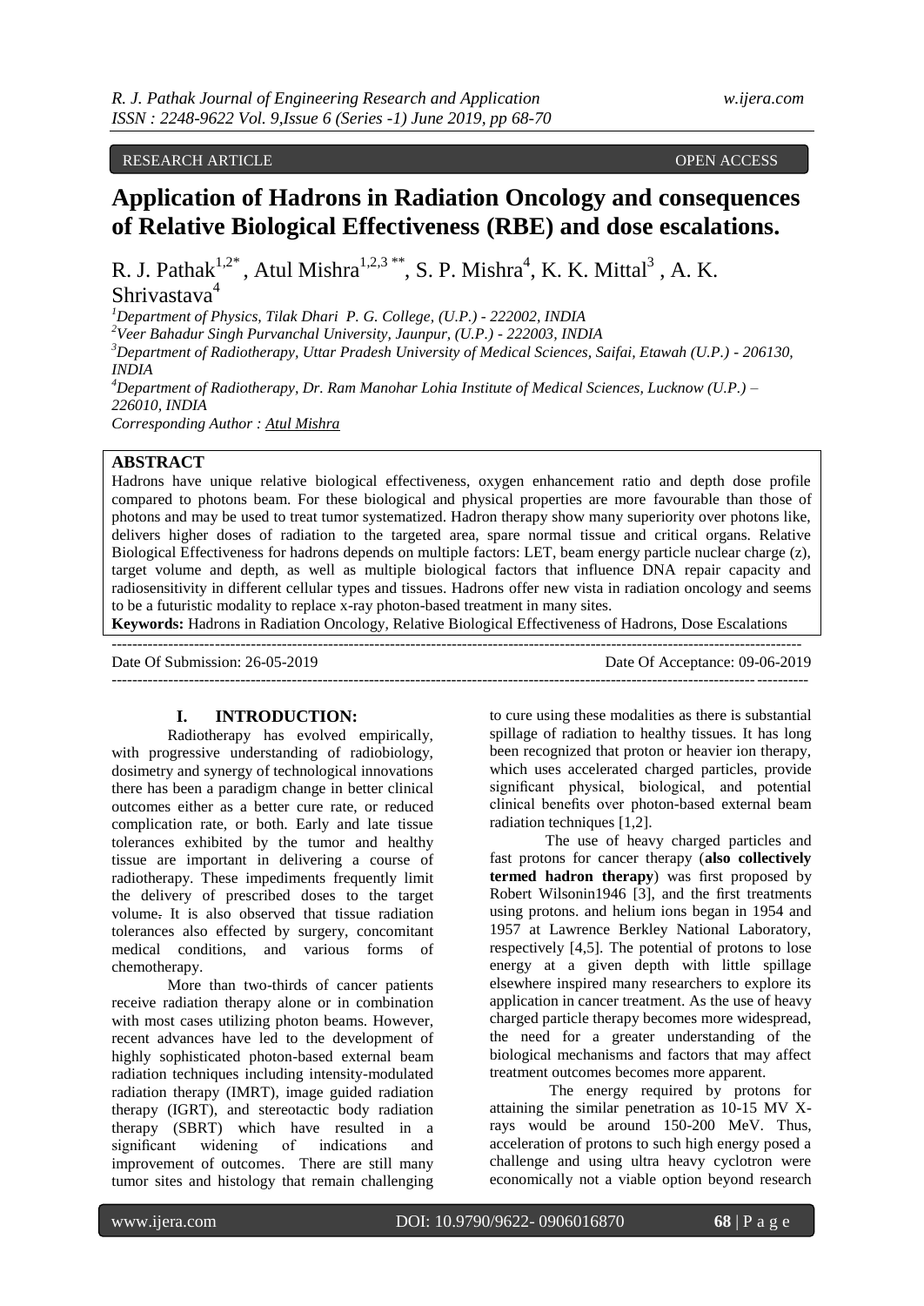RESEARCH ARTICLE OPEN ACCESS

# Application of Hadrons in Radiation Oncology and consequences of Relative Biological Effectiveness (RBE) and dose escalations.

R. J. Pathak[1,2*], Atul Mishra[1,2,3 **], S. P. Mishra[4], K. K. Mittal[3], A. K. Shrivastava[4]

[1]*Department of Physics, Tilak Dhari P. G. College, (U.P.) - 222002, INDIA*
[2]*Veer Bahadur Singh Purvanchal University, Jaunpur, (U.P.) - 222003, INDIA*
[3]*Department of Radiotherapy, Uttar Pradesh University of Medical Sciences, Saifai, Etawah (U.P.) - 206130, INDIA*
[4]*Department of Radiotherapy, Dr. Ram Manohar Lohia Institute of Medical Sciences, Lucknow (U.P.) – 226010, INDIA*
*Corresponding Author : Atul Mishra*

## ABSTRACT

Hadrons have unique relative biological effectiveness, oxygen enhancement ratio and depth dose profile compared to photons beam. For these biological and physical properties are more favourable than those of photons and may be used to treat tumor systematized. Hadron therapy show many superiority over photons like, delivers higher doses of radiation to the targeted area, spare normal tissue and critical organs. Relative Biological Effectiveness for hadrons depends on multiple factors: LET, beam energy particle nuclear charge (z), target volume and depth, as well as multiple biological factors that influence DNA repair capacity and radiosensitivity in different cellular types and tissues. Hadrons offer new vista in radiation oncology and seems to be a futuristic modality to replace x-ray photon-based treatment in many sites.

**Keywords:** Hadrons in Radiation Oncology, Relative Biological Effectiveness of Hadrons, Dose Escalations

Date Of Submission: 26-05-2019 Date Of Acceptance: 09-06-2019

## I. INTRODUCTION:

Radiotherapy has evolved empirically, with progressive understanding of radiobiology, dosimetry and synergy of technological innovations there has been a paradigm change in better clinical outcomes either as a better cure rate, or reduced complication rate, or both. Early and late tissue tolerances exhibited by the tumor and healthy tissue are important in delivering a course of radiotherapy. These impediments frequently limit the delivery of prescribed doses to the target volume. It is also observed that tissue radiation tolerances also effected by surgery, concomitant medical conditions, and various forms of chemotherapy.

More than two-thirds of cancer patients receive radiation therapy alone or in combination with most cases utilizing photon beams. However, recent advances have led to the development of highly sophisticated photon-based external beam radiation techniques including intensity-modulated radiation therapy (IMRT), image guided radiation therapy (IGRT), and stereotactic body radiation therapy (SBRT) which have resulted in a significant widening of indications and improvement of outcomes. There are still many tumor sites and histology that remain challenging to cure using these modalities as there is substantial spillage of radiation to healthy tissues. It has long been recognized that proton or heavier ion therapy, which uses accelerated charged particles, provide significant physical, biological, and potential clinical benefits over photon-based external beam radiation techniques [1,2].

The use of heavy charged particles and fast protons for cancer therapy (**also collectively termed hadron therapy**) was first proposed by Robert Wilsonin1946 [3], and the first treatments using protons. and helium ions began in 1954 and 1957 at Lawrence Berkley National Laboratory, respectively [4,5]. The potential of protons to lose energy at a given depth with little spillage elsewhere inspired many researchers to explore its application in cancer treatment. As the use of heavy charged particle therapy becomes more widespread, the need for a greater understanding of the biological mechanisms and factors that may affect treatment outcomes becomes more apparent.

The energy required by protons for attaining the similar penetration as 10-15 MV X-rays would be around 150-200 MeV. Thus, acceleration of protons to such high energy posed a challenge and using ultra heavy cyclotron were economically not a viable option beyond research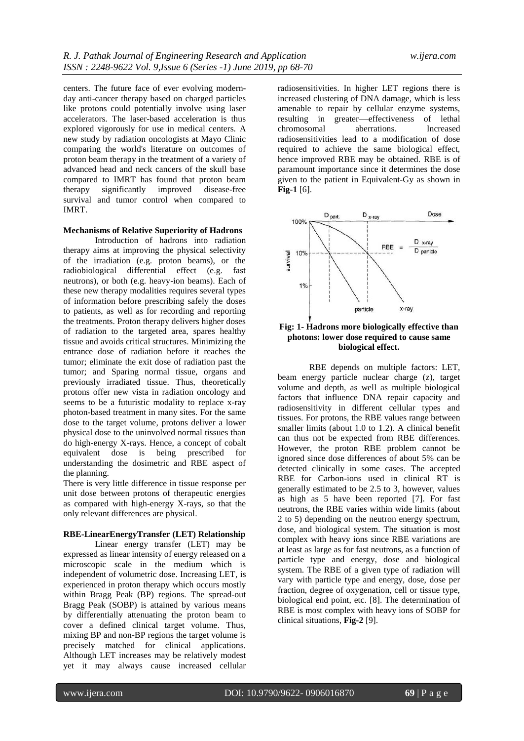centers. The future face of ever evolving modern-day anti-cancer therapy based on charged particles like protons could potentially involve using laser accelerators. The laser-based acceleration is thus explored vigorously for use in medical centers. A new study by radiation oncologists at Mayo Clinic comparing the world's literature on outcomes of proton beam therapy in the treatment of a variety of advanced head and neck cancers of the skull base compared to IMRT has found that proton beam therapy significantly improved disease-free survival and tumor control when compared to IMRT.

**Mechanisms of Relative Superiority of Hadrons**

Introduction of hadrons into radiation therapy aims at improving the physical selectivity of the irradiation (e.g. proton beams), or the radiobiological differential effect (e.g. fast neutrons), or both (e.g. heavy-ion beams). Each of these new therapy modalities requires several types of information before prescribing safely the doses to patients, as well as for recording and reporting the treatments. Proton therapy delivers higher doses of radiation to the targeted area, spares healthy tissue and avoids critical structures. Minimizing the entrance dose of radiation before it reaches the tumor; eliminate the exit dose of radiation past the tumor; and Sparing normal tissue, organs and previously irradiated tissue. Thus, theoretically protons offer new vista in radiation oncology and seems to be a futuristic modality to replace x-ray photon-based treatment in many sites. For the same dose to the target volume, protons deliver a lower physical dose to the uninvolved normal tissues than do high-energy X-rays. Hence, a concept of cobalt equivalent dose is being prescribed for understanding the dosimetric and RBE aspect of the planning.

There is very little difference in tissue response per unit dose between protons of therapeutic energies as compared with high-energy X-rays, so that the only relevant differences are physical.

**RBE-LinearEnergyTransfer (LET) Relationship**

Linear energy transfer (LET) may be expressed as linear intensity of energy released on a microscopic scale in the medium which is independent of volumetric dose. Increasing LET, is experienced in proton therapy which occurs mostly within Bragg Peak (BP) regions. The spread-out Bragg Peak (SOBP) is attained by various means by differentially attenuating the proton beam to cover a defined clinical target volume. Thus, mixing BP and non-BP regions the target volume is precisely matched for clinical applications. Although LET increases may be relatively modest yet it may always cause increased cellular radiosensitivities. In higher LET regions there is increased clustering of DNA damage, which is less amenable to repair by cellular enzyme systems, resulting in greater—effectiveness of lethal chromosomal aberrations. Increased radiosensitivities lead to a modification of dose required to achieve the same biological effect, hence improved RBE may be obtained. RBE is of paramount importance since it determines the dose given to the patient in Equivalent-Gy as shown in **Fig-1** [6].

**Fig: 1- Hadrons more biologically effective than photons: lower dose required to cause same biological effect.**

RBE depends on multiple factors: LET, beam energy particle nuclear charge (z), target volume and depth, as well as multiple biological factors that influence DNA repair capacity and radiosensitivity in different cellular types and tissues. For protons, the RBE values range between smaller limits (about 1.0 to 1.2). A clinical benefit can thus not be expected from RBE differences. However, the proton RBE problem cannot be ignored since dose differences of about 5% can be detected clinically in some cases. The accepted RBE for Carbon-ions used in clinical RT is generally estimated to be 2.5 to 3, however, values as high as 5 have been reported [7]. For fast neutrons, the RBE varies within wide limits (about 2 to 5) depending on the neutron energy spectrum, dose, and biological system. The situation is most complex with heavy ions since RBE variations are at least as large as for fast neutrons, as a function of particle type and energy, dose and biological system. The RBE of a given type of radiation will vary with particle type and energy, dose, dose per fraction, degree of oxygenation, cell or tissue type, biological end point, etc. [8]. The determination of RBE is most complex with heavy ions of SOBP for clinical situations, **Fig-2** [9].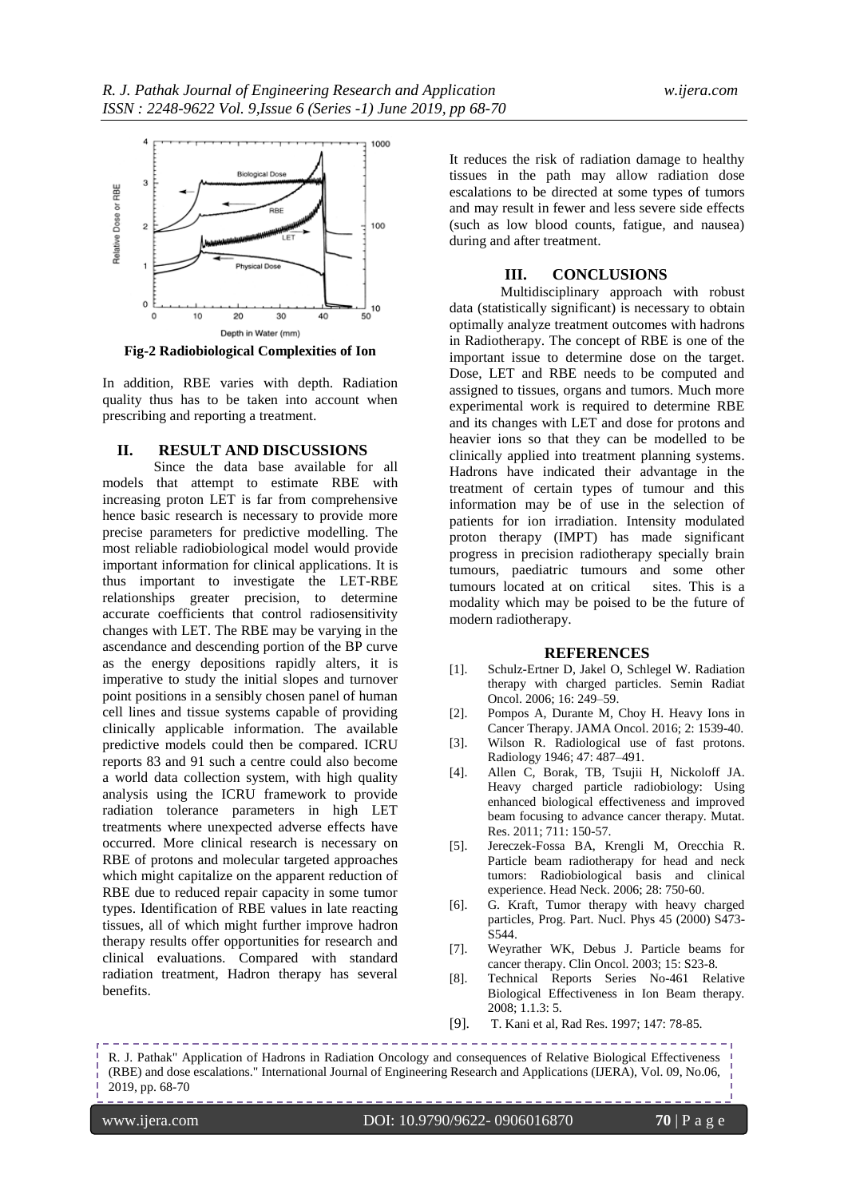4
3
2
1
0
1000
100
10
0 10 20 30 40 50
Relative Dose or RBE
Depth in Water (mm)
Biological Dose
RBE
LET
Physical Dose

**Fig-2 Radiobiological Complexities of Ion**

In addition, RBE varies with depth. Radiation quality thus has to be taken into account when prescribing and reporting a treatment.

## II. RESULT AND DISCUSSIONS

Since the data base available for all models that attempt to estimate RBE with increasing proton LET is far from comprehensive hence basic research is necessary to provide more precise parameters for predictive modelling. The most reliable radiobiological model would provide important information for clinical applications. It is thus important to investigate the LET-RBE relationships greater precision, to determine accurate coefficients that control radiosensitivity changes with LET. The RBE may be varying in the ascendance and descending portion of the BP curve as the energy depositions rapidly alters, it is imperative to study the initial slopes and turnover point positions in a sensibly chosen panel of human cell lines and tissue systems capable of providing clinically applicable information. The available predictive models could then be compared. ICRU reports 83 and 91 such a centre could also become a world data collection system, with high quality analysis using the ICRU framework to provide radiation tolerance parameters in high LET treatments where unexpected adverse effects have occurred. More clinical research is necessary on RBE of protons and molecular targeted approaches which might capitalize on the apparent reduction of RBE due to reduced repair capacity in some tumor types. Identification of RBE values in late reacting tissues, all of which might further improve hadron therapy results offer opportunities for research and clinical evaluations. Compared with standard radiation treatment, Hadron therapy has several benefits.

It reduces the risk of radiation damage to healthy tissues in the path may allow radiation dose escalations to be directed at some types of tumors and may result in fewer and less severe side effects (such as low blood counts, fatigue, and nausea) during and after treatment.

## III. CONCLUSIONS

Multidisciplinary approach with robust data (statistically significant) is necessary to obtain optimally analyze treatment outcomes with hadrons in Radiotherapy. The concept of RBE is one of the important issue to determine dose on the target. Dose, LET and RBE needs to be computed and assigned to tissues, organs and tumors. Much more experimental work is required to determine RBE and its changes with LET and dose for protons and heavier ions so that they can be modelled to be clinically applied into treatment planning systems. Hadrons have indicated their advantage in the treatment of certain types of tumour and this information may be of use in the selection of patients for ion irradiation. Intensity modulated proton therapy (IMPT) has made significant progress in precision radiotherapy specially brain tumours, paediatric tumours and some other tumours located at on critical sites. This is a modality which may be poised to be the future of modern radiotherapy.

## REFERENCES

[1]. Schulz-Ertner D, Jakel O, Schlegel W. Radiation therapy with charged particles. Semin Radiat Oncol. 2006; 16: 249–59.

[2]. Pompos A, Durante M, Choy H. Heavy Ions in Cancer Therapy. JAMA Oncol. 2016; 2: 1539-40.

[3]. Wilson R. Radiological use of fast protons. Radiology 1946; 47: 487–491.

[4]. Allen C, Borak, TB, Tsujii H, Nickoloff JA. Heavy charged particle radiobiology: Using enhanced biological effectiveness and improved beam focusing to advance cancer therapy. Mutat. Res. 2011; 711: 150-57.

[5]. Jereczek-Fossa BA, Krengli M, Orecchia R. Particle beam radiotherapy for head and neck tumors: Radiobiological basis and clinical experience. Head Neck. 2006; 28: 750-60.

[6]. G. Kraft, Tumor therapy with heavy charged particles, Prog. Part. Nucl. Phys 45 (2000) S473-S544.

[7]. Weyrather WK, Debus J. Particle beams for cancer therapy. Clin Oncol. 2003; 15: S23-8.

[8]. Technical Reports Series No-461 Relative Biological Effectiveness in Ion Beam therapy. 2008; 1.1.3: 5.

[9]. T. Kani et al, Rad Res. 1997; 147: 78-85.

R. J. Pathak" Application of Hadrons in Radiation Oncology and consequences of Relative Biological Effectiveness (RBE) and dose escalations." International Journal of Engineering Research and Applications (IJERA), Vol. 09, No.06, 2019, pp. 68-70